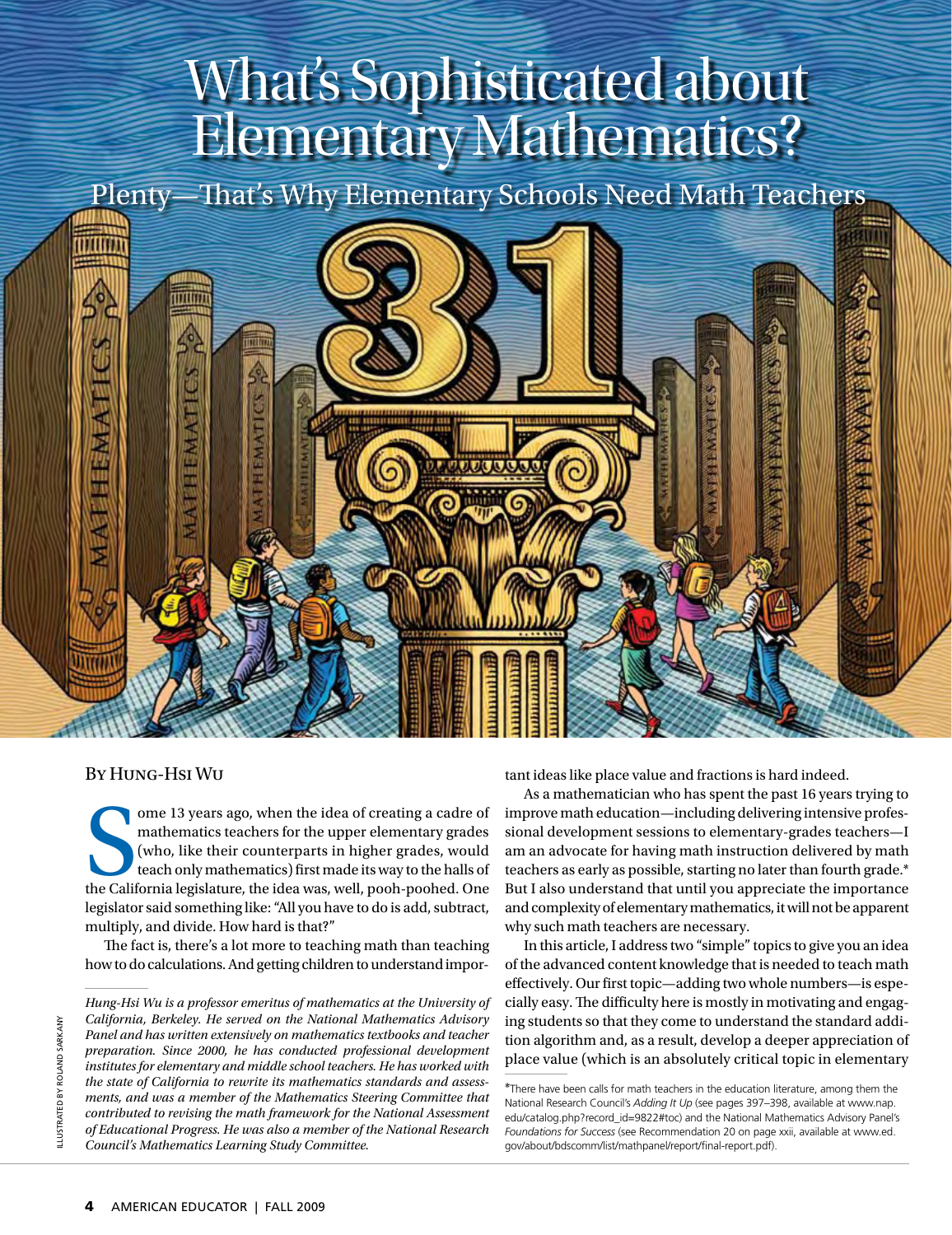# What's Sophisticated about Elementary Mathematics?

## Plenty—That's Why Elementary Schools Need Math Teachers

By Hung-Hsi Wu

Some 13 years ago, when the idea of creating a cadre of mathematics teachers for the upper elementary grades (who, like their counterparts in higher grades, would teach only mathematics) first made its way to the halls of the California legislature, the idea was, well, pooh-poohed. One legislator said something like: "All you have to do is add, subtract, multiply, and divide. How hard is that?"

The fact is, there's a lot more to teaching math than teaching how to do calculations. And getting children to understand important ideas like place value and fractions is hard indeed.

As a mathematician who has spent the past 16 years trying to improve math education—including delivering intensive professional development sessions to elementary-grades teachers—I am an advocate for having math instruction delivered by math teachers as early as possible, starting no later than fourth grade.* But I also understand that until you appreciate the importance and complexity of elementary mathematics, it will not be apparent why such math teachers are necessary.

In this article, I address two "simple" topics to give you an idea of the advanced content knowledge that is needed to teach math effectively. Our first topic—adding two whole numbers—is especially easy. The difficulty here is mostly in motivating and engaging students so that they come to understand the standard addition algorithm and, as a result, develop a deeper appreciation of place value (which is an absolutely critical topic in elementary

*Hung-Hsi Wu is a professor emeritus of mathematics at the University of California, Berkeley. He served on the National Mathematics Advisory Panel and has written extensively on mathematics textbooks and teacher preparation. Since 2000, he has conducted professional development institutes for elementary and middle school teachers. He has worked with the state of California to rewrite its mathematics standards and assessments, and was a member of the Mathematics Steering Committee that contributed to revising the math framework for the National Assessment of Educational Progress. He was also a member of the National Research Council's Mathematics Learning Study Committee.*

*There have been calls for math teachers in the education literature, among them the National Research Council's *Adding It Up* (see pages 397–398, available at www.nap.edu/catalog.php?record_id=9822#toc) and the National Mathematics Advisory Panel's *Foundations for Success* (see Recommendation 20 on page xxii, available at www.ed.gov/about/bdscomm/list/mathpanel/report/final-report.pdf).

ILLUSTRATED BY ROLAND SARKANY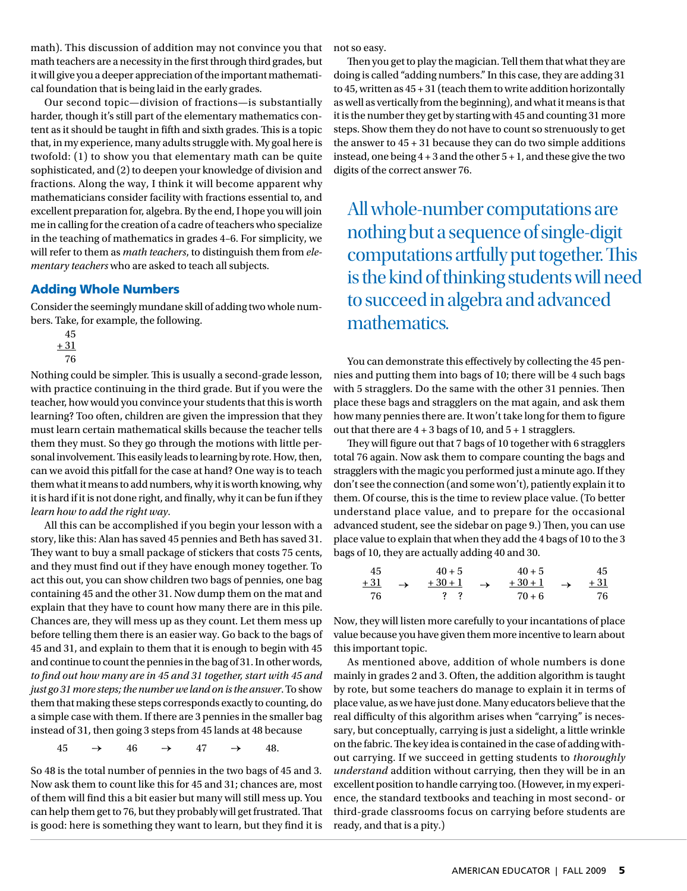math). This discussion of addition may not convince you that math teachers are a necessity in the first through third grades, but it will give you a deeper appreciation of the important mathematical foundation that is being laid in the early grades.

Our second topic—division of fractions—is substantially harder, though it's still part of the elementary mathematics content as it should be taught in fifth and sixth grades. This is a topic that, in my experience, many adults struggle with. My goal here is twofold: (1) to show you that elementary math can be quite sophisticated, and (2) to deepen your knowledge of division and fractions. Along the way, I think it will become apparent why mathematicians consider facility with fractions essential to, and excellent preparation for, algebra. By the end, I hope you will join me in calling for the creation of a cadre of teachers who specialize in the teaching of mathematics in grades 4–6. For simplicity, we will refer to them as *math teachers*, to distinguish them from *elementary teachers* who are asked to teach all subjects.

## Adding Whole Numbers

Consider the seemingly mundane skill of adding two whole numbers. Take, for example, the following.

$$\begin{array}{r} 45 \\ \underline{+\,31} \\ 76 \end{array}$$

Nothing could be simpler. This is usually a second-grade lesson, with practice continuing in the third grade. But if you were the teacher, how would you convince your students that this is worth learning? Too often, children are given the impression that they must learn certain mathematical skills because the teacher tells them they must. So they go through the motions with little personal involvement. This easily leads to learning by rote. How, then, can we avoid this pitfall for the case at hand? One way is to teach them what it means to add numbers, why it is worth knowing, why it is hard if it is not done right, and finally, why it can be fun if they *learn how to add the right way*.

All this can be accomplished if you begin your lesson with a story, like this: Alan has saved 45 pennies and Beth has saved 31. They want to buy a small package of stickers that costs 75 cents, and they must find out if they have enough money together. To act this out, you can show children two bags of pennies, one bag containing 45 and the other 31. Now dump them on the mat and explain that they have to count how many there are in this pile. Chances are, they will mess up as they count. Let them mess up before telling them there is an easier way. Go back to the bags of 45 and 31, and explain to them that it is enough to begin with 45 and continue to count the pennies in the bag of 31. In other words, *to find out how many are in 45 and 31 together, start with 45 and just go 31 more steps; the number we land on is the answer*. To show them that making these steps corresponds exactly to counting, do a simple case with them. If there are 3 pennies in the smaller bag instead of 31, then going 3 steps from 45 lands at 48 because

$$45 \quad \rightarrow \quad 46 \quad \rightarrow \quad 47 \quad \rightarrow \quad 48.$$

So 48 is the total number of pennies in the two bags of 45 and 3. Now ask them to count like this for 45 and 31; chances are, most of them will find this a bit easier but many will still mess up. You can help them get to 76, but they probably will get frustrated. That is good: here is something they want to learn, but they find it is not so easy.

Then you get to play the magician. Tell them that what they are doing is called "adding numbers." In this case, they are adding 31 to 45, written as 45 + 31 (teach them to write addition horizontally as well as vertically from the beginning), and what it means is that it is the number they get by starting with 45 and counting 31 more steps. Show them they do not have to count so strenuously to get the answer to 45 + 31 because they can do two simple additions instead, one being 4 + 3 and the other 5 + 1, and these give the two digits of the correct answer 76.

> All whole-number computations are nothing but a sequence of single-digit computations artfully put together. This is the kind of thinking students will need to succeed in algebra and advanced mathematics.

You can demonstrate this effectively by collecting the 45 pennies and putting them into bags of 10; there will be 4 such bags with 5 stragglers. Do the same with the other 31 pennies. Then place these bags and stragglers on the mat again, and ask them how many pennies there are. It won't take long for them to figure out that there are 4 + 3 bags of 10, and 5 + 1 stragglers.

They will figure out that 7 bags of 10 together with 6 stragglers total 76 again. Now ask them to compare counting the bags and stragglers with the magic you performed just a minute ago. If they don't see the connection (and some won't), patiently explain it to them. Of course, this is the time to review place value. (To better understand place value, and to prepare for the occasional advanced student, see the sidebar on page 9.) Then, you can use place value to explain that when they add the 4 bags of 10 to the 3 bags of 10, they are actually adding 40 and 30.

$$\begin{array}{r} 45 \\ \underline{+\,31} \\ 76 \end{array} \quad \rightarrow \quad \begin{array}{r} 40 + 5 \\ \underline{+\,30 + 1} \\ ? \quad ? \end{array} \quad \rightarrow \quad \begin{array}{r} 40 + 5 \\ \underline{+\,30 + 1} \\ 70 + 6 \end{array} \quad \rightarrow \quad \begin{array}{r} 45 \\ \underline{+\,31} \\ 76 \end{array}$$

Now, they will listen more carefully to your incantations of place value because you have given them more incentive to learn about this important topic.

As mentioned above, addition of whole numbers is done mainly in grades 2 and 3. Often, the addition algorithm is taught by rote, but some teachers do manage to explain it in terms of place value, as we have just done. Many educators believe that the real difficulty of this algorithm arises when "carrying" is necessary, but conceptually, carrying is just a sidelight, a little wrinkle on the fabric. The key idea is contained in the case of adding without carrying. If we succeed in getting students to *thoroughly understand* addition without carrying, then they will be in an excellent position to handle carrying too. (However, in my experience, the standard textbooks and teaching in most second- or third-grade classrooms focus on carrying before students are ready, and that is a pity.)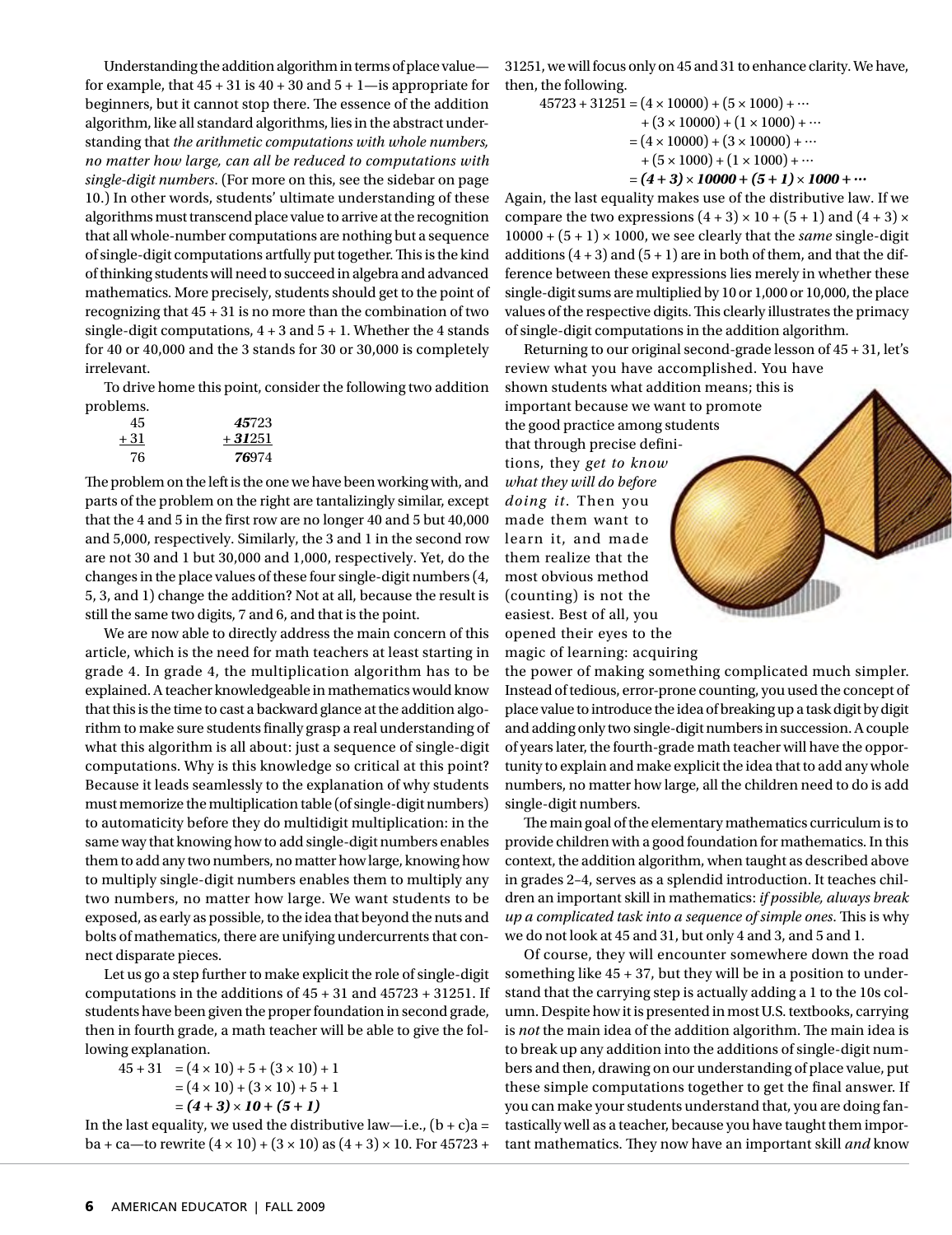Understanding the addition algorithm in terms of place value—for example, that 45 + 31 is 40 + 30 and 5 + 1—is appropriate for beginners, but it cannot stop there. The essence of the addition algorithm, like all standard algorithms, lies in the abstract understanding that *the arithmetic computations with whole numbers, no matter how large, can all be reduced to computations with single-digit numbers*. (For more on this, see the sidebar on page 10.) In other words, students' ultimate understanding of these algorithms must transcend place value to arrive at the recognition that all whole-number computations are nothing but a sequence of single-digit computations artfully put together. This is the kind of thinking students will need to succeed in algebra and advanced mathematics. More precisely, students should get to the point of recognizing that 45 + 31 is no more than the combination of two single-digit computations, 4 + 3 and 5 + 1. Whether the 4 stands for 40 or 40,000 and the 3 stands for 30 or 30,000 is completely irrelevant.

To drive home this point, consider the following two addition problems.

$$\begin{array}{r} 45 \\ \underline{+\,31} \\ 76 \end{array} \qquad \begin{array}{r} \boldsymbol{45}723 \\ \underline{+\,\boldsymbol{31}251} \\ \boldsymbol{76}974 \end{array}$$

The problem on the left is the one we have been working with, and parts of the problem on the right are tantalizingly similar, except that the 4 and 5 in the first row are no longer 40 and 5 but 40,000 and 5,000, respectively. Similarly, the 3 and 1 in the second row are not 30 and 1 but 30,000 and 1,000, respectively. Yet, do the changes in the place values of these four single-digit numbers (4, 5, 3, and 1) change the addition? Not at all, because the result is still the same two digits, 7 and 6, and that is the point.

We are now able to directly address the main concern of this article, which is the need for math teachers at least starting in grade 4. In grade 4, the multiplication algorithm has to be explained. A teacher knowledgeable in mathematics would know that this is the time to cast a backward glance at the addition algorithm to make sure students finally grasp a real understanding of what this algorithm is all about: just a sequence of single-digit computations. Why is this knowledge so critical at this point? Because it leads seamlessly to the explanation of why students must memorize the multiplication table (of single-digit numbers) to automaticity before they do multidigit multiplication: in the same way that knowing how to add single-digit numbers enables them to add any two numbers, no matter how large, knowing how to multiply single-digit numbers enables them to multiply any two numbers, no matter how large. We want students to be exposed, as early as possible, to the idea that beyond the nuts and bolts of mathematics, there are unifying undercurrents that connect disparate pieces.

Let us go a step further to make explicit the role of single-digit computations in the additions of 45 + 31 and 45723 + 31251. If students have been given the proper foundation in second grade, then in fourth grade, a math teacher will be able to give the following explanation.

$$\begin{aligned} 45 + 31 &= (4 \times 10) + 5 + (3 \times 10) + 1 \\ &= (4 \times 10) + (3 \times 10) + 5 + 1 \\ &= \boldsymbol{(4 + 3) \times 10 + (5 + 1)} \end{aligned}$$

In the last equality, we used the distributive law—i.e., $(b + c)a = ba + ca$—to rewrite $(4 \times 10) + (3 \times 10)$ as $(4 + 3) \times 10$. For 45723 + 31251, we will focus only on 45 and 31 to enhance clarity. We have, then, the following.

$$\begin{aligned} 45723 + 31251 &= (4 \times 10000) + (5 \times 1000) + \cdots \\ &\quad + (3 \times 10000) + (1 \times 1000) + \cdots \\ &= (4 \times 10000) + (3 \times 10000) + \cdots \\ &\quad + (5 \times 1000) + (1 \times 1000) + \cdots \\ &= \boldsymbol{(4 + 3) \times 10000 + (5 + 1) \times 1000 + \cdots} \end{aligned}$$

Again, the last equality makes use of the distributive law. If we compare the two expressions $(4 + 3) \times 10 + (5 + 1)$ and $(4 + 3) \times 10000 + (5 + 1) \times 1000$, we see clearly that the *same* single-digit additions $(4 + 3)$ and $(5 + 1)$ are in both of them, and that the difference between these expressions lies merely in whether these single-digit sums are multiplied by 10 or 1,000 or 10,000, the place values of the respective digits. This clearly illustrates the primacy of single-digit computations in the addition algorithm.

Returning to our original second-grade lesson of 45 + 31, let's review what you have accomplished. You have shown students what addition means; this is important because we want to promote the good practice among students that through precise definitions, they *get to know what they will do before doing it*. Then you made them want to learn it, and made them realize that the most obvious method (counting) is not the easiest. Best of all, you opened their eyes to the magic of learning: acquiring the power of making something complicated much simpler. Instead of tedious, error-prone counting, you used the concept of place value to introduce the idea of breaking up a task digit by digit and adding only two single-digit numbers in succession. A couple of years later, the fourth-grade math teacher will have the opportunity to explain and make explicit the idea that to add any whole numbers, no matter how large, all the children need to do is add single-digit numbers.

The main goal of the elementary mathematics curriculum is to provide children with a good foundation for mathematics. In this context, the addition algorithm, when taught as described above in grades 2–4, serves as a splendid introduction. It teaches children an important skill in mathematics: *if possible, always break up a complicated task into a sequence of simple ones*. This is why we do not look at 45 and 31, but only 4 and 3, and 5 and 1.

Of course, they will encounter somewhere down the road something like 45 + 37, but they will be in a position to understand that the carrying step is actually adding a 1 to the 10s column. Despite how it is presented in most U.S. textbooks, carrying is *not* the main idea of the addition algorithm. The main idea is to break up any addition into the additions of single-digit numbers and then, drawing on our understanding of place value, put these simple computations together to get the final answer. If you can make your students understand that, you are doing fantastically well as a teacher, because you have taught them important mathematics. They now have an important skill *and* know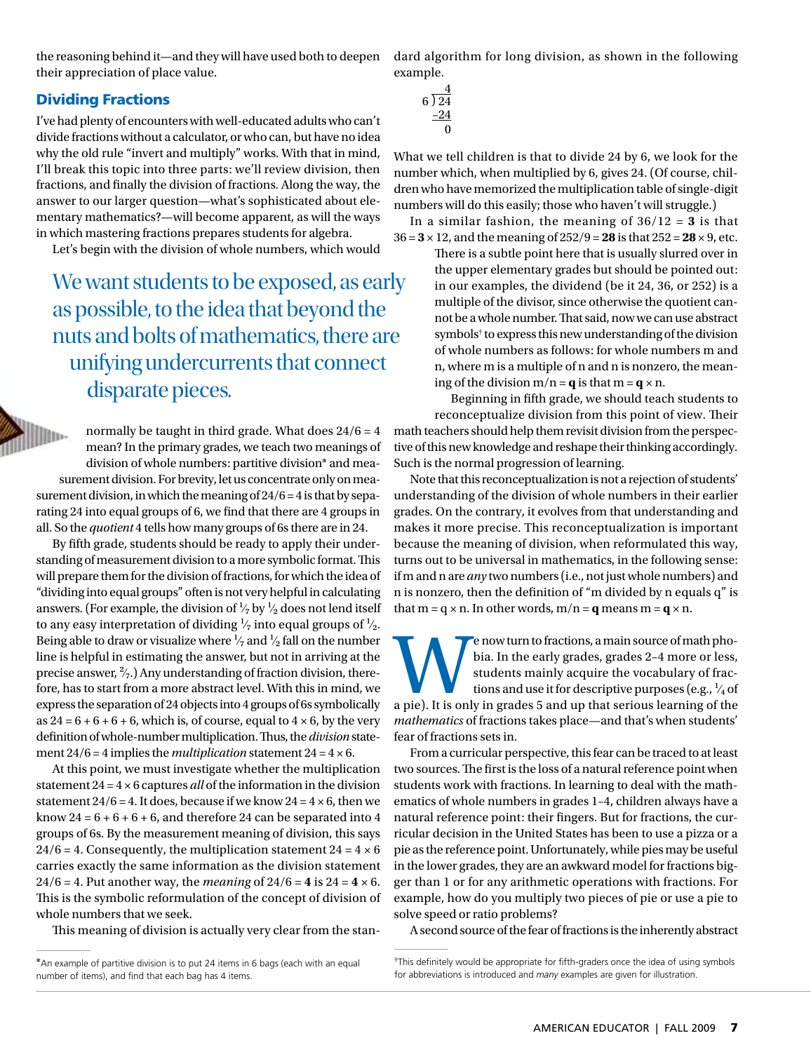the reasoning behind it—and they will have used both to deepen their appreciation of place value.

## Dividing Fractions

I've had plenty of encounters with well-educated adults who can't divide fractions without a calculator, or who can, but have no idea why the old rule "invert and multiply" works. With that in mind, I'll break this topic into three parts: we'll review division, then fractions, and finally the division of fractions. Along the way, the answer to our larger question—what's sophisticated about elementary mathematics?—will become apparent, as will the ways in which mastering fractions prepares students for algebra.

Let's begin with the division of whole numbers, which would normally be taught in third grade. What does $24/6 = 4$ mean? In the primary grades, we teach two meanings of division of whole numbers: partitive division* and measurement division. For brevity, let us concentrate only on measurement division, in which the meaning of $24/6 = 4$ is that by separating 24 into equal groups of 6, we find that there are 4 groups in all. So the *quotient* 4 tells how many groups of 6s there are in 24.

> We want students to be exposed, as early as possible, to the idea that beyond the nuts and bolts of mathematics, there are unifying undercurrents that connect disparate pieces.

By fifth grade, students should be ready to apply their understanding of measurement division to a more symbolic format. This will prepare them for the division of fractions, for which the idea of "dividing into equal groups" often is not very helpful in calculating answers. (For example, the division of $\frac{1}{7}$ by $\frac{1}{2}$ does not lend itself to any easy interpretation of dividing $\frac{1}{7}$ into equal groups of $\frac{1}{2}$. Being able to draw or visualize where $\frac{1}{7}$ and $\frac{1}{2}$ fall on the number line is helpful in estimating the answer, but not in arriving at the precise answer, $\frac{2}{7}$.) Any understanding of fraction division, therefore, has to start from a more abstract level. With this in mind, we express the separation of 24 objects into 4 groups of 6s symbolically as $24 = 6 + 6 + 6 + 6$, which is, of course, equal to $4 \times 6$, by the very definition of whole-number multiplication. Thus, the *division* statement $24/6 = 4$ implies the *multiplication* statement $24 = 4 \times 6$.

At this point, we must investigate whether the multiplication statement $24 = 4 \times 6$ captures *all* of the information in the division statement $24/6 = 4$. It does, because if we know $24 = 4 \times 6$, then we know $24 = 6 + 6 + 6 + 6$, and therefore 24 can be separated into 4 groups of 6s. By the measurement meaning of division, this says $24/6 = 4$. Consequently, the multiplication statement $24 = 4 \times 6$ carries exactly the same information as the division statement $24/6 = 4$. Put another way, the *meaning* of $24/6 = 4$ is $24 = \mathbf{4} \times 6$. This is the symbolic reformulation of the concept of division of whole numbers that we seek.

This meaning of division is actually very clear from the standard algorithm for long division, as shown in the following example.

$$\begin{array}{r} 4 \\ 6\overline{)24} \\ \underline{-24} \\ 0 \end{array}$$

What we tell children is that to divide 24 by 6, we look for the number which, when multiplied by 6, gives 24. (Of course, children who have memorized the multiplication table of single-digit numbers will do this easily; those who haven't will struggle.)

In a similar fashion, the meaning of $36/12 = \mathbf{3}$ is that $36 = \mathbf{3} \times 12$, and the meaning of $252/9 = \mathbf{28}$ is that $252 = \mathbf{28} \times 9$, etc. There is a subtle point here that is usually slurred over in the upper elementary grades but should be pointed out: in our examples, the dividend (be it 24, 36, or 252) is a multiple of the divisor, since otherwise the quotient cannot be a whole number. That said, now we can use abstract symbols† to express this new understanding of the division of whole numbers as follows: for whole numbers m and n, where m is a multiple of n and n is nonzero, the meaning of the division $m/n = \mathbf{q}$ is that $m = \mathbf{q} \times n$.

Beginning in fifth grade, we should teach students to reconceptualize division from this point of view. Their math teachers should help them revisit division from the perspective of this new knowledge and reshape their thinking accordingly. Such is the normal progression of learning.

Note that this reconceptualization is not a rejection of students' understanding of the division of whole numbers in their earlier grades. On the contrary, it evolves from that understanding and makes it more precise. This reconceptualization is important because the meaning of division, when reformulated this way, turns out to be universal in mathematics, in the following sense: if m and n are *any* two numbers (i.e., not just whole numbers) and n is nonzero, then the definition of "m divided by n equals q" is that $m = q \times n$. In other words, $m/n = \mathbf{q}$ means $m = \mathbf{q} \times n$.

We now turn to fractions, a main source of math phobia. In the early grades, grades 2–4 more or less, students mainly acquire the vocabulary of fractions and use it for descriptive purposes (e.g., $\frac{1}{4}$ of a pie). It is only in grades 5 and up that serious learning of the *mathematics* of fractions takes place—and that's when students' fear of fractions sets in.

From a curricular perspective, this fear can be traced to at least two sources. The first is the loss of a natural reference point when students work with fractions. In learning to deal with the mathematics of whole numbers in grades 1–4, children always have a natural reference point: their fingers. But for fractions, the curricular decision in the United States has been to use a pizza or a pie as the reference point. Unfortunately, while pies may be useful in the lower grades, they are an awkward model for fractions bigger than 1 or for any arithmetic operations with fractions. For example, how do you multiply two pieces of pie or use a pie to solve speed or ratio problems?

A second source of the fear of fractions is the inherently abstract

---

*An example of partitive division is to put 24 items in 6 bags (each with an equal number of items), and find that each bag has 4 items.

†This definitely would be appropriate for fifth-graders once the idea of using symbols for abbreviations is introduced and *many* examples are given for illustration.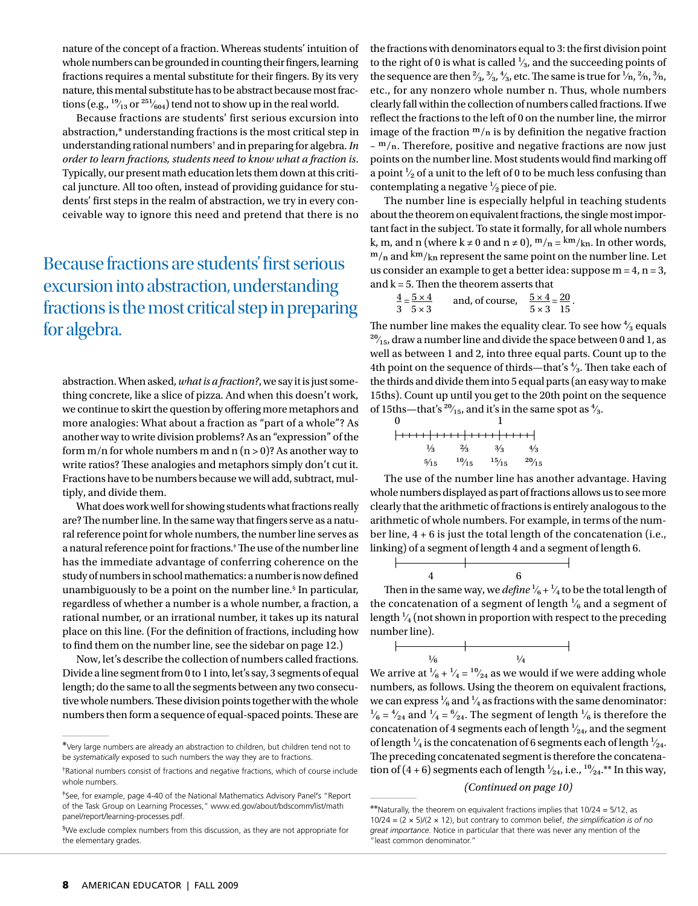nature of the concept of a fraction. Whereas students' intuition of whole numbers can be grounded in counting their fingers, learning fractions requires a mental substitute for their fingers. By its very nature, this mental substitute has to be abstract because most fractions (e.g., $\frac{19}{13}$ or $\frac{251}{604}$) tend not to show up in the real world.

Because fractions are students' first serious excursion into abstraction,* understanding fractions is the most critical step in understanding rational numbers† and in preparing for algebra. *In order to learn fractions, students need to know what a fraction is*. Typically, our present math education lets them down at this critical juncture. All too often, instead of providing guidance for students' first steps in the realm of abstraction, we try in every conceivable way to ignore this need and pretend that there is no abstraction. When asked, *what is a fraction?*, we say it is just something concrete, like a slice of pizza. And when this doesn't work, we continue to skirt the question by offering more metaphors and more analogies: What about a fraction as "part of a whole"? As another way to write division problems? As an "expression" of the form m/n for whole numbers m and n (n > 0)? As another way to write ratios? These analogies and metaphors simply don't cut it. Fractions have to be numbers because we will add, subtract, multiply, and divide them.

> Because fractions are students' first serious excursion into abstraction, understanding fractions is the most critical step in preparing for algebra.

What does work well for showing students what fractions really are? The number line. In the same way that fingers serve as a natural reference point for whole numbers, the number line serves as a natural reference point for fractions.‡ The use of the number line has the immediate advantage of conferring coherence on the study of numbers in school mathematics: a number is now defined unambiguously to be a point on the number line.§ In particular, regardless of whether a number is a whole number, a fraction, a rational number, or an irrational number, it takes up its natural place on this line. (For the definition of fractions, including how to find them on the number line, see the sidebar on page 12.)

Now, let's describe the collection of numbers called fractions. Divide a line segment from 0 to 1 into, let's say, 3 segments of equal length; do the same to all the segments between any two consecutive whole numbers. These division points together with the whole numbers then form a sequence of equal-spaced points. These are the fractions with denominators equal to 3: the first division point to the right of 0 is what is called $\frac{1}{3}$, and the succeeding points of the sequence are then $\frac{2}{3}$, $\frac{3}{3}$, $\frac{4}{3}$, etc. The same is true for $\frac{1}{n}$, $\frac{2}{n}$, $\frac{3}{n}$, etc., for any nonzero whole number n. Thus, whole numbers clearly fall within the collection of numbers called fractions. If we reflect the fractions to the left of 0 on the number line, the mirror image of the fraction $m/n$ is by definition the negative fraction $-m/n$. Therefore, positive and negative fractions are now just points on the number line. Most students would find marking off a point $\frac{1}{2}$ of a unit to the left of 0 to be much less confusing than contemplating a negative $\frac{1}{2}$ piece of pie.

The number line is especially helpful in teaching students about the theorem on equivalent fractions, the single most important fact in the subject. To state it formally, for all whole numbers k, m, and n (where k ≠ 0 and n ≠ 0), $m/n = km/kn$. In other words, $m/n$ and $km/kn$ represent the same point on the number line. Let us consider an example to get a better idea: suppose m = 4, n = 3, and k = 5. Then the theorem asserts that

$$\frac{4}{3} = \frac{5 \times 4}{5 \times 3} \qquad \text{and, of course,} \qquad \frac{5 \times 4}{5 \times 3} = \frac{20}{15}.$$

The number line makes the equality clear. To see how $\frac{4}{3}$ equals $\frac{20}{15}$, draw a number line and divide the space between 0 and 1, as well as between 1 and 2, into three equal parts. Count up to the 4th point on the sequence of thirds—that's $\frac{4}{3}$. Then take each of the thirds and divide them into 5 equal parts (an easy way to make 15ths). Count up until you get to the 20th point on the sequence of 15ths—that's $\frac{20}{15}$, and it's in the same spot as $\frac{4}{3}$.

```
0                 1
|++++|++++|++++|++++|
    1/3  2/3  3/3  4/3
   5/15 10/15 15/15 20/15
```

The use of the number line has another advantage. Having whole numbers displayed as part of fractions allows us to see more clearly that the arithmetic of fractions is entirely analogous to the arithmetic of whole numbers. For example, in terms of the number line, 4 + 6 is just the total length of the concatenation (i.e., linking) of a segment of length 4 and a segment of length 6.

```
|--------|-------------|
    4           6
```

Then in the same way, we *define* $\frac{1}{6} + \frac{1}{4}$ to be the total length of the concatenation of a segment of length $\frac{1}{6}$ and a segment of length $\frac{1}{4}$ (not shown in proportion with respect to the preceding number line).

```
|--------|-------------|
   1/6         1/4
```

We arrive at $\frac{1}{6} + \frac{1}{4} = \frac{10}{24}$ as we would if we were adding whole numbers, as follows. Using the theorem on equivalent fractions, we can express $\frac{1}{6}$ and $\frac{1}{4}$ as fractions with the same denominator: $\frac{1}{6} = \frac{4}{24}$ and $\frac{1}{4} = \frac{6}{24}$. The segment of length $\frac{1}{6}$ is therefore the concatenation of 4 segments each of length $\frac{1}{24}$, and the segment of length $\frac{1}{4}$ is the concatenation of 6 segments each of length $\frac{1}{24}$. The preceding concatenated segment is therefore the concatenation of (4 + 6) segments each of length $\frac{1}{24}$, i.e., $\frac{10}{24}$.** In this way,

*(Continued on page 10)*

---

*Very large numbers are already an abstraction to children, but children tend not to be *systematically* exposed to such numbers the way they are to fractions.

†Rational numbers consist of fractions and negative fractions, which of course include whole numbers.

‡See, for example, page 4-40 of the National Mathematics Advisory Panel's "Report of the Task Group on Learning Processes," www.ed.gov/about/bdscomm/list/mathpanel/report/learning-processes.pdf.

§We exclude complex numbers from this discussion, as they are not appropriate for the elementary grades.

**Naturally, the theorem on equivalent fractions implies that 10/24 = 5/12, as 10/24 = (2 × 5)/(2 × 12), but contrary to common belief, *the simplification is of no great importance*. Notice in particular that there was never any mention of the "least common denominator."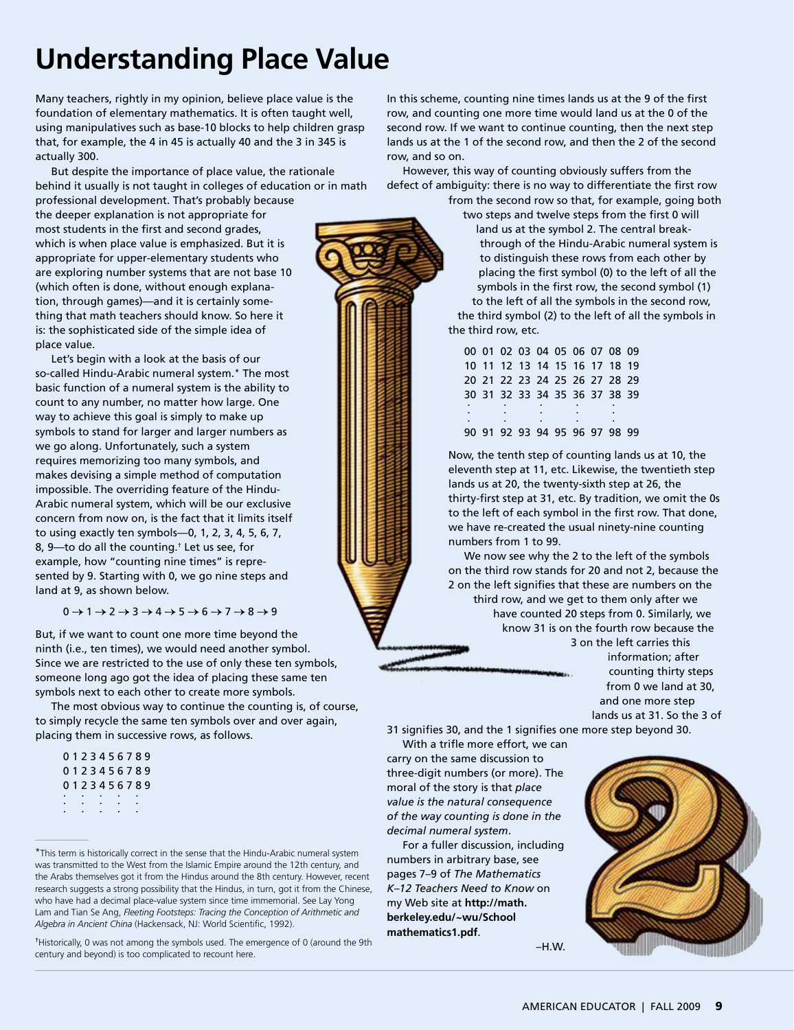# Understanding Place Value

Many teachers, rightly in my opinion, believe place value is the foundation of elementary mathematics. It is often taught well, using manipulatives such as base-10 blocks to help children grasp that, for example, the 4 in 45 is actually 40 and the 3 in 345 is actually 300.

But despite the importance of place value, the rationale behind it usually is not taught in colleges of education or in math professional development. That's probably because the deeper explanation is not appropriate for most students in the first and second grades, which is when place value is emphasized. But it is appropriate for upper-elementary students who are exploring number systems that are not base 10 (which often is done, without enough explanation, through games)—and it is certainly something that math teachers should know. So here it is: the sophisticated side of the simple idea of place value.

Let's begin with a look at the basis of our so-called Hindu-Arabic numeral system.* The most basic function of a numeral system is the ability to count to any number, no matter how large. One way to achieve this goal is simply to make up symbols to stand for larger and larger numbers as we go along. Unfortunately, such a system requires memorizing too many symbols, and makes devising a simple method of computation impossible. The overriding feature of the Hindu-Arabic numeral system, which will be our exclusive concern from now on, is the fact that it limits itself to using exactly ten symbols—0, 1, 2, 3, 4, 5, 6, 7, 8, 9—to do all the counting.† Let us see, for example, how "counting nine times" is represented by 9. Starting with 0, we go nine steps and land at 9, as shown below.

$$0 \rightarrow 1 \rightarrow 2 \rightarrow 3 \rightarrow 4 \rightarrow 5 \rightarrow 6 \rightarrow 7 \rightarrow 8 \rightarrow 9$$

But, if we want to count one more time beyond the ninth (i.e., ten times), we would need another symbol. Since we are restricted to the use of only these ten symbols, someone long ago got the idea of placing these same ten symbols next to each other to create more symbols.

The most obvious way to continue the counting is, of course, to simply recycle the same ten symbols over and over again, placing them in successive rows, as follows.

```
0 1 2 3 4 5 6 7 8 9
0 1 2 3 4 5 6 7 8 9
0 1 2 3 4 5 6 7 8 9
:   :   :   :   :
:   :   :   :   :
```

In this scheme, counting nine times lands us at the 9 of the first row, and counting one more time would land us at the 0 of the second row. If we want to continue counting, then the next step lands us at the 1 of the second row, and then the 2 of the second row, and so on.

However, this way of counting obviously suffers from the defect of ambiguity: there is no way to differentiate the first row from the second row so that, for example, going both two steps and twelve steps from the first 0 will land us at the symbol 2. The central breakthrough of the Hindu-Arabic numeral system is to distinguish these rows from each other by placing the first symbol (0) to the left of all the symbols in the first row, the second symbol (1) to the left of all the symbols in the second row, the third symbol (2) to the left of all the symbols in the third row, etc.

```
00 01 02 03 04 05 06 07 08 09
10 11 12 13 14 15 16 17 18 19
20 21 22 23 24 25 26 27 28 29
30 31 32 33 34 35 36 37 38 39
:     :     :     :     :
:     :     :     :     :
90 91 92 93 94 95 96 97 98 99
```

Now, the tenth step of counting lands us at 10, the eleventh step at 11, etc. Likewise, the twentieth step lands us at 20, the twenty-sixth step at 26, the thirty-first step at 31, etc. By tradition, we omit the 0s to the left of each symbol in the first row. That done, we have re-created the usual ninety-nine counting numbers from 1 to 99.

We now see why the 2 to the left of the symbols on the third row stands for 20 and not 2, because the 2 on the left signifies that these are numbers on the third row, and we get to them only after we have counted 20 steps from 0. Similarly, we know 31 is on the fourth row because the 3 on the left carries this information; after counting thirty steps from 0 we land at 30, and one more step lands us at 31. So the 3 of 31 signifies 30, and the 1 signifies one more step beyond 30.

With a trifle more effort, we can carry on the same discussion to three-digit numbers (or more). The moral of the story is that *place value is the natural consequence of the way counting is done in the decimal numeral system*.

For a fuller discussion, including numbers in arbitrary base, see pages 7–9 of *The Mathematics K–12 Teachers Need to Know* on my Web site at **http://math.berkeley.edu/~wu/Schoolmathematics1.pdf**.

–H.W.

---

*This term is historically correct in the sense that the Hindu-Arabic numeral system was transmitted to the West from the Islamic Empire around the 12th century, and the Arabs themselves got it from the Hindus around the 8th century. However, recent research suggests a strong possibility that the Hindus, in turn, got it from the Chinese, who have had a decimal place-value system since time immemorial. See Lay Yong Lam and Tian Se Ang, *Fleeting Footsteps: Tracing the Conception of Arithmetic and Algebra in Ancient China* (Hackensack, NJ: World Scientific, 1992).

†Historically, 0 was not among the symbols used. The emergence of 0 (around the 9th century and beyond) is too complicated to recount here.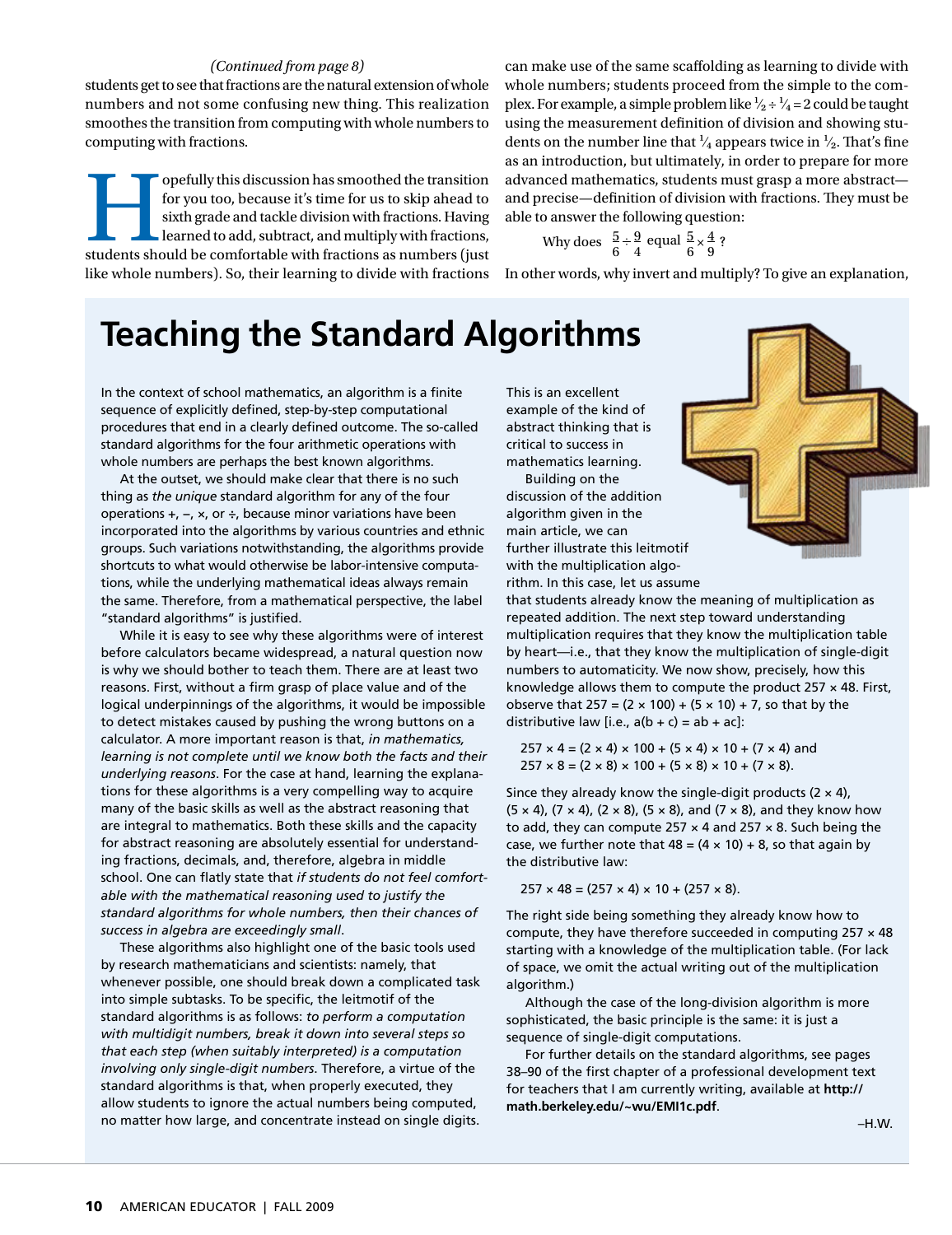*(Continued from page 8)*

students get to see that fractions are the natural extension of whole numbers and not some confusing new thing. This realization smoothes the transition from computing with whole numbers to computing with fractions.

Hopefully this discussion has smoothed the transition for you too, because it's time for us to skip ahead to sixth grade and tackle division with fractions. Having learned to add, subtract, and multiply with fractions, students should be comfortable with fractions as numbers (just like whole numbers). So, their learning to divide with fractions can make use of the same scaffolding as learning to divide with whole numbers; students proceed from the simple to the complex. For example, a simple problem like $\frac{1}{2} \div \frac{1}{4} = 2$ could be taught using the measurement definition of division and showing students on the number line that $\frac{1}{4}$ appears twice in $\frac{1}{2}$. That's fine as an introduction, but ultimately, in order to prepare for more advanced mathematics, students must grasp a more abstract—and precise—definition of division with fractions. They must be able to answer the following question:

Why does $\frac{5}{6} \div \frac{9}{4}$ equal $\frac{5}{6} \times \frac{4}{9}$ ?

In other words, why invert and multiply? To give an explanation,

# Teaching the Standard Algorithms

In the context of school mathematics, an algorithm is a finite sequence of explicitly defined, step-by-step computational procedures that end in a clearly defined outcome. The so-called standard algorithms for the four arithmetic operations with whole numbers are perhaps the best known algorithms.

At the outset, we should make clear that there is no such thing as *the unique* standard algorithm for any of the four operations +, −, ×, or ÷, because minor variations have been incorporated into the algorithms by various countries and ethnic groups. Such variations notwithstanding, the algorithms provide shortcuts to what would otherwise be labor-intensive computations, while the underlying mathematical ideas always remain the same. Therefore, from a mathematical perspective, the label "standard algorithms" is justified.

While it is easy to see why these algorithms were of interest before calculators became widespread, a natural question now is why we should bother to teach them. There are at least two reasons. First, without a firm grasp of place value and of the logical underpinnings of the algorithms, it would be impossible to detect mistakes caused by pushing the wrong buttons on a calculator. A more important reason is that, *in mathematics, learning is not complete until we know both the facts and their underlying reasons*. For the case at hand, learning the explanations for these algorithms is a very compelling way to acquire many of the basic skills as well as the abstract reasoning that are integral to mathematics. Both these skills and the capacity for abstract reasoning are absolutely essential for understanding fractions, decimals, and, therefore, algebra in middle school. One can flatly state that *if students do not feel comfortable with the mathematical reasoning used to justify the standard algorithms for whole numbers, then their chances of success in algebra are exceedingly small*.

These algorithms also highlight one of the basic tools used by research mathematicians and scientists: namely, that whenever possible, one should break down a complicated task into simple subtasks. To be specific, the leitmotif of the standard algorithms is as follows: *to perform a computation with multidigit numbers, break it down into several steps so that each step (when suitably interpreted) is a computation involving only single-digit numbers.* Therefore, a virtue of the standard algorithms is that, when properly executed, they allow students to ignore the actual numbers being computed, no matter how large, and concentrate instead on single digits.

This is an excellent example of the kind of abstract thinking that is critical to success in mathematics learning.

Building on the discussion of the addition algorithm given in the main article, we can further illustrate this leitmotif with the multiplication algorithm. In this case, let us assume that students already know the meaning of multiplication as repeated addition. The next step toward understanding multiplication requires that they know the multiplication table by heart—i.e., that they know the multiplication of single-digit numbers to automaticity. We now show, precisely, how this knowledge allows them to compute the product 257 × 48. First, observe that 257 = (2 × 100) + (5 × 10) + 7, so that by the distributive law [i.e., a(b + c) = ab + ac]:

$$257 \times 4 = (2 \times 4) \times 100 + (5 \times 4) \times 10 + (7 \times 4) \text{ and}$$
$$257 \times 8 = (2 \times 8) \times 100 + (5 \times 8) \times 10 + (7 \times 8).$$

Since they already know the single-digit products (2 × 4), (5 × 4), (7 × 4), (2 × 8), (5 × 8), and (7 × 8), and they know how to add, they can compute 257 × 4 and 257 × 8. Such being the case, we further note that 48 = (4 × 10) + 8, so that again by the distributive law:

$$257 \times 48 = (257 \times 4) \times 10 + (257 \times 8).$$

The right side being something they already know how to compute, they have therefore succeeded in computing 257 × 48 starting with a knowledge of the multiplication table. (For lack of space, we omit the actual writing out of the multiplication algorithm.)

Although the case of the long-division algorithm is more sophisticated, the basic principle is the same: it is just a sequence of single-digit computations.

For further details on the standard algorithms, see pages 38–90 of the first chapter of a professional development text for teachers that I am currently writing, available at **http://math.berkeley.edu/~wu/EMI1c.pdf**.

–H.W.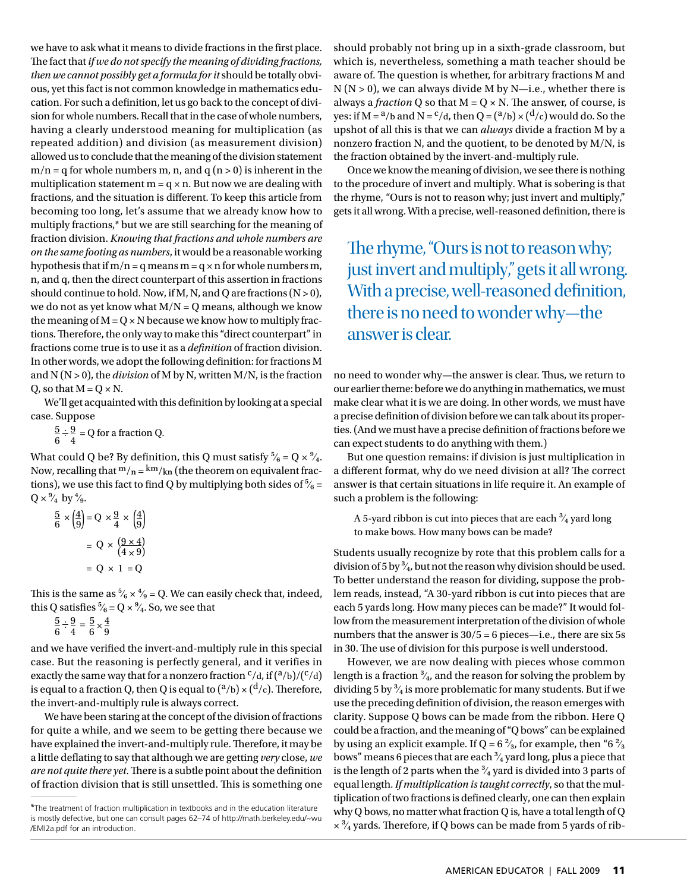we have to ask what it means to divide fractions in the first place. The fact that *if we do not specify the meaning of dividing fractions, then we cannot possibly get a formula for it* should be totally obvious, yet this fact is not common knowledge in mathematics education. For such a definition, let us go back to the concept of division for whole numbers. Recall that in the case of whole numbers, having a clearly understood meaning for multiplication (as repeated addition) and division (as measurement division) allowed us to conclude that the meaning of the division statement $m/n = q$ for whole numbers m, n, and q ($n > 0$) is inherent in the multiplication statement $m = q \times n$. But now we are dealing with fractions, and the situation is different. To keep this article from becoming too long, let's assume that we already know how to multiply fractions,* but we are still searching for the meaning of fraction division. *Knowing that fractions and whole numbers are on the same footing as numbers*, it would be a reasonable working hypothesis that if $m/n = q$ means $m = q \times n$ for whole numbers m, n, and q, then the direct counterpart of this assertion in fractions should continue to hold. Now, if M, N, and Q are fractions ($N > 0$), we do not as yet know what $M/N = Q$ means, although we know the meaning of $M = Q \times N$ because we know how to multiply fractions. Therefore, the only way to make this "direct counterpart" in fractions come true is to use it as a *definition* of fraction division. In other words, we adopt the following definition: for fractions M and N ($N > 0$), the *division* of M by N, written M/N, is the fraction Q, so that $M = Q \times N$.

We'll get acquainted with this definition by looking at a special case. Suppose

$$\frac{5}{6} \div \frac{9}{4} = Q \text{ for a fraction Q.}$$

What could Q be? By definition, this Q must satisfy $\frac{5}{6} = Q \times \frac{9}{4}$. Now, recalling that $m/n = km/kn$ (the theorem on equivalent fractions), we use this fact to find Q by multiplying both sides of $\frac{5}{6} = Q \times \frac{9}{4}$ by $\frac{4}{9}$.

$$\frac{5}{6} \times \left(\frac{4}{9}\right) = Q \times \frac{9}{4} \times \left(\frac{4}{9}\right)$$

$$= Q \times \frac{(9 \times 4)}{(4 \times 9)}$$

$$= Q \times 1 = Q$$

This is the same as $\frac{5}{6} \times \frac{4}{9} = Q$. We can easily check that, indeed, this Q satisfies $\frac{5}{6} = Q \times \frac{9}{4}$. So, we see that

$$\frac{5}{6} \div \frac{9}{4} = \frac{5}{6} \times \frac{4}{9}$$

and we have verified the invert-and-multiply rule in this special case. But the reasoning is perfectly general, and it verifies in exactly the same way that for a nonzero fraction $c/d$, if $(a/b)/(c/d)$ is equal to a fraction Q, then Q is equal to $(a/b) \times (d/c)$. Therefore, the invert-and-multiply rule is always correct.

We have been staring at the concept of the division of fractions for quite a while, and we seem to be getting there because we have explained the invert-and-multiply rule. Therefore, it may be a little deflating to say that although we are getting *very* close, *we are not quite there yet*. There is a subtle point about the definition of fraction division that is still unsettled. This is something one should probably not bring up in a sixth-grade classroom, but which is, nevertheless, something a math teacher should be aware of. The question is whether, for arbitrary fractions M and N ($N > 0$), we can always divide M by N—i.e., whether there is always a *fraction* Q so that $M = Q \times N$. The answer, of course, is yes: if $M = a/b$ and $N = c/d$, then $Q = (a/b) \times (d/c)$ would do. So the upshot of all this is that we can *always* divide a fraction M by a nonzero fraction N, and the quotient, to be denoted by M/N, is the fraction obtained by the invert-and-multiply rule.

Once we know the meaning of division, we see there is nothing to the procedure of invert and multiply. What is sobering is that the rhyme, "Ours is not to reason why; just invert and multiply," gets it all wrong. With a precise, well-reasoned definition, there is no need to wonder why—the answer is clear. Thus, we return to our earlier theme: before we do anything in mathematics, we must make clear what it is we are doing. In other words, we must have a precise definition of division before we can talk about its properties. (And we must have a precise definition of fractions before we can expect students to do anything with them.)

> The rhyme, "Ours is not to reason why; just invert and multiply," gets it all wrong. With a precise, well-reasoned definition, there is no need to wonder why—the answer is clear.

But one question remains: if division is just multiplication in a different format, why do we need division at all? The correct answer is that certain situations in life require it. An example of such a problem is the following:

> A 5-yard ribbon is cut into pieces that are each $\frac{3}{4}$ yard long to make bows. How many bows can be made?

Students usually recognize by rote that this problem calls for a division of 5 by $\frac{3}{4}$, but not the reason why division should be used. To better understand the reason for dividing, suppose the problem reads, instead, "A 30-yard ribbon is cut into pieces that are each 5 yards long. How many pieces can be made?" It would follow from the measurement interpretation of the division of whole numbers that the answer is $30/5 = 6$ pieces—i.e., there are six 5s in 30. The use of division for this purpose is well understood.

However, we are now dealing with pieces whose common length is a fraction $\frac{3}{4}$, and the reason for solving the problem by dividing 5 by $\frac{3}{4}$ is more problematic for many students. But if we use the preceding definition of division, the reason emerges with clarity. Suppose Q bows can be made from the ribbon. Here Q could be a fraction, and the meaning of "Q bows" can be explained by using an explicit example. If $Q = 6\frac{2}{3}$, for example, then "$6\frac{2}{3}$ bows" means 6 pieces that are each $\frac{3}{4}$ yard long, plus a piece that is the length of 2 parts when the $\frac{3}{4}$ yard is divided into 3 parts of equal length. *If multiplication is taught correctly*, so that the multiplication of two fractions is defined clearly, one can then explain why Q bows, no matter what fraction Q is, have a total length of $Q \times \frac{3}{4}$ yards. Therefore, if Q bows can be made from 5 yards of rib-

---

*The treatment of fraction multiplication in textbooks and in the education literature is mostly defective, but one can consult pages 62–74 of http://math.berkeley.edu/~wu/EMI2a.pdf for an introduction.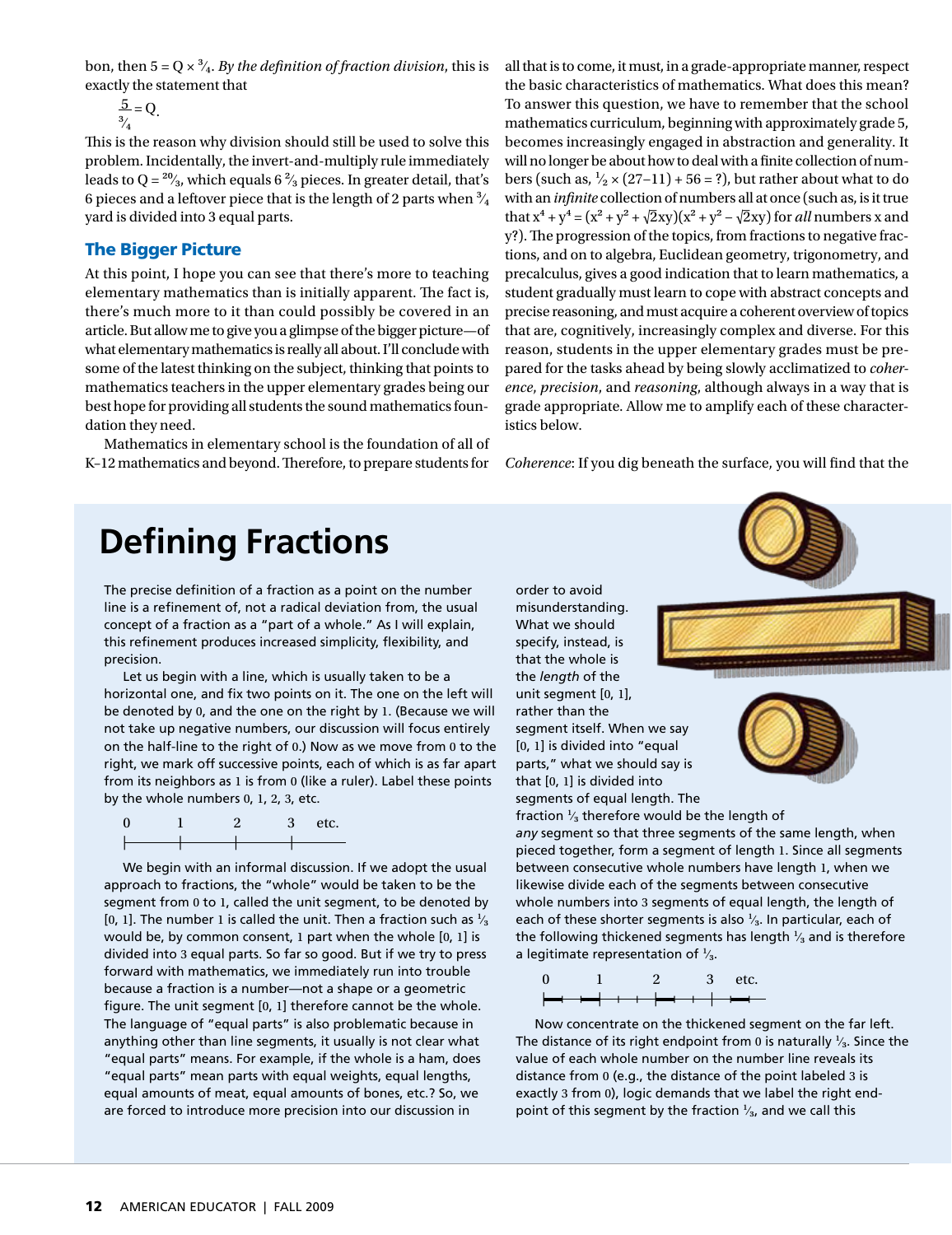bon, then $5 = Q \times \frac{3}{4}$. *By the definition of fraction division*, this is exactly the statement that

$$\frac{5}{\frac{3}{4}} = Q.$$

This is the reason why division should still be used to solve this problem. Incidentally, the invert-and-multiply rule immediately leads to $Q = \frac{20}{3}$, which equals $6\frac{2}{3}$ pieces. In greater detail, that's 6 pieces and a leftover piece that is the length of 2 parts when $\frac{3}{4}$ yard is divided into 3 equal parts.

## The Bigger Picture

At this point, I hope you can see that there's more to teaching elementary mathematics than is initially apparent. The fact is, there's much more to it than could possibly be covered in an article. But allow me to give you a glimpse of the bigger picture—of what elementary mathematics is really all about. I'll conclude with some of the latest thinking on the subject, thinking that points to mathematics teachers in the upper elementary grades being our best hope for providing all students the sound mathematics foundation they need.

Mathematics in elementary school is the foundation of all of K–12 mathematics and beyond. Therefore, to prepare students for all that is to come, it must, in a grade-appropriate manner, respect the basic characteristics of mathematics. What does this mean? To answer this question, we have to remember that the school mathematics curriculum, beginning with approximately grade 5, becomes increasingly engaged in abstraction and generality. It will no longer be about how to deal with a finite collection of numbers (such as, $\frac{1}{2} \times (27-11) + 56 = ?$), but rather about what to do with an *infinite* collection of numbers all at once (such as, is it true that $x^4 + y^4 = (x^2 + y^2 + \sqrt{2}xy)(x^2 + y^2 - \sqrt{2}xy)$ for *all* numbers x and y?). The progression of the topics, from fractions to negative fractions, and on to algebra, Euclidean geometry, trigonometry, and precalculus, gives a good indication that to learn mathematics, a student gradually must learn to cope with abstract concepts and precise reasoning, and must acquire a coherent overview of topics that are, cognitively, increasingly complex and diverse. For this reason, students in the upper elementary grades must be prepared for the tasks ahead by being slowly acclimatized to *coherence*, *precision*, and *reasoning*, although always in a way that is grade appropriate. Allow me to amplify each of these characteristics below.

*Coherence*: If you dig beneath the surface, you will find that the

## Defining Fractions

The precise definition of a fraction as a point on the number line is a refinement of, not a radical deviation from, the usual concept of a fraction as a "part of a whole." As I will explain, this refinement produces increased simplicity, flexibility, and precision.

Let us begin with a line, which is usually taken to be a horizontal one, and fix two points on it. The one on the left will be denoted by 0, and the one on the right by 1. (Because we will not take up negative numbers, our discussion will focus entirely on the half-line to the right of 0.) Now as we move from 0 to the right, we mark off successive points, each of which is as far apart from its neighbors as 1 is from 0 (like a ruler). Label these points by the whole numbers 0, 1, 2, 3, etc.

0 1 2 3 etc.

We begin with an informal discussion. If we adopt the usual approach to fractions, the "whole" would be taken to be the segment from 0 to 1, called the unit segment, to be denoted by [0, 1]. The number 1 is called the unit. Then a fraction such as $\frac{1}{3}$ would be, by common consent, 1 part when the whole [0, 1] is divided into 3 equal parts. So far so good. But if we try to press forward with mathematics, we immediately run into trouble because a fraction is a number—not a shape or a geometric figure. The unit segment [0, 1] therefore cannot be the whole. The language of "equal parts" is also problematic because in anything other than line segments, it usually is not clear what "equal parts" means. For example, if the whole is a ham, does "equal parts" mean parts with equal weights, equal lengths, equal amounts of meat, equal amounts of bones, etc.? So, we are forced to introduce more precision into our discussion in order to avoid misunderstanding. What we should specify, instead, is that the whole is the *length* of the unit segment [0, 1], rather than the segment itself. When we say [0, 1] is divided into "equal parts," what we should say is that [0, 1] is divided into segments of equal length. The fraction $\frac{1}{3}$ therefore would be the length of *any* segment so that three segments of the same length, when pieced together, form a segment of length 1. Since all segments between consecutive whole numbers have length 1, when we likewise divide each of the segments between consecutive whole numbers into 3 segments of equal length, the length of each of these shorter segments is also $\frac{1}{3}$. In particular, each of the following thickened segments has length $\frac{1}{3}$ and is therefore a legitimate representation of $\frac{1}{3}$.

0 1 2 3 etc.

Now concentrate on the thickened segment on the far left. The distance of its right endpoint from 0 is naturally $\frac{1}{3}$. Since the value of each whole number on the number line reveals its distance from 0 (e.g., the distance of the point labeled 3 is exactly 3 from 0), logic demands that we label the right endpoint of this segment by the fraction $\frac{1}{3}$, and we call this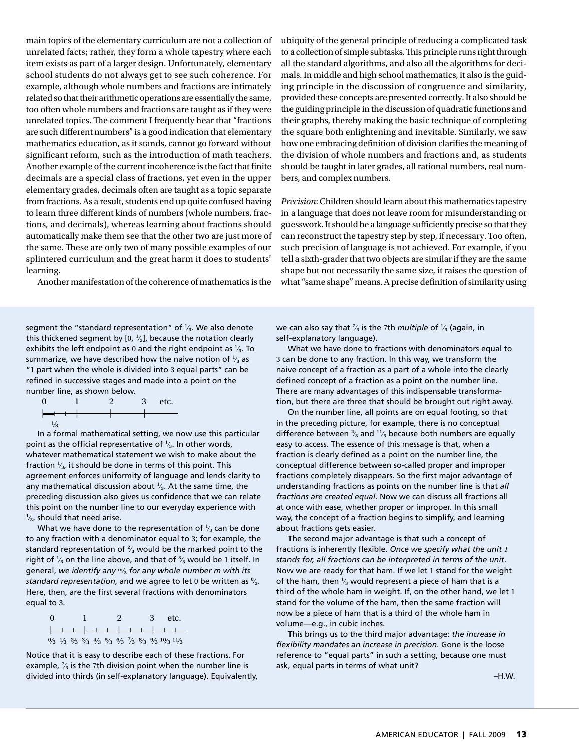main topics of the elementary curriculum are not a collection of unrelated facts; rather, they form a whole tapestry where each item exists as part of a larger design. Unfortunately, elementary school students do not always get to see such coherence. For example, although whole numbers and fractions are intimately related so that their arithmetic operations are essentially the same, too often whole numbers and fractions are taught as if they were unrelated topics. The comment I frequently hear that "fractions are such different numbers" is a good indication that elementary mathematics education, as it stands, cannot go forward without significant reform, such as the introduction of math teachers. Another example of the current incoherence is the fact that finite decimals are a special class of fractions, yet even in the upper elementary grades, decimals often are taught as a topic separate from fractions. As a result, students end up quite confused having to learn three different kinds of numbers (whole numbers, fractions, and decimals), whereas learning about fractions should automatically make them see that the other two are just more of the same. These are only two of many possible examples of our splintered curriculum and the great harm it does to students' learning.

Another manifestation of the coherence of mathematics is the ubiquity of the general principle of reducing a complicated task to a collection of simple subtasks. This principle runs right through all the standard algorithms, and also all the algorithms for decimals. In middle and high school mathematics, it also is the guiding principle in the discussion of congruence and similarity, provided these concepts are presented correctly. It also should be the guiding principle in the discussion of quadratic functions and their graphs, thereby making the basic technique of completing the square both enlightening and inevitable. Similarly, we saw how one embracing definition of division clarifies the meaning of the division of whole numbers and fractions and, as students should be taught in later grades, all rational numbers, real numbers, and complex numbers.

*Precision*: Children should learn about this mathematics tapestry in a language that does not leave room for misunderstanding or guesswork. It should be a language sufficiently precise so that they can reconstruct the tapestry step by step, if necessary. Too often, such precision of language is not achieved. For example, if you tell a sixth-grader that two objects are similar if they are the same shape but not necessarily the same size, it raises the question of what "same shape" means. A precise definition of similarity using

---

segment the "standard representation" of $\frac{1}{3}$. We also denote this thickened segment by $[0, \frac{1}{3}]$, because the notation clearly exhibits the left endpoint as 0 and the right endpoint as $\frac{1}{3}$. To summarize, we have described how the naive notion of $\frac{1}{3}$ as "1 part when the whole is divided into 3 equal parts" can be refined in successive stages and made into a point on the number line, as shown below.

0 1 2 3 etc.

$\frac{1}{3}$

In a formal mathematical setting, we now use this particular point as the official representative of $\frac{1}{3}$. In other words, whatever mathematical statement we wish to make about the fraction $\frac{1}{3}$, it should be done in terms of this point. This agreement enforces uniformity of language and lends clarity to any mathematical discussion about $\frac{1}{3}$. At the same time, the preceding discussion also gives us confidence that we can relate this point on the number line to our everyday experience with $\frac{1}{3}$, should that need arise.

What we have done to the representation of $\frac{1}{3}$ can be done to any fraction with a denominator equal to 3; for example, the standard representation of $\frac{2}{3}$ would be the marked point to the right of $\frac{1}{3}$ on the line above, and that of $\frac{3}{3}$ would be 1 itself. In general, *we identify any* $\frac{m}{3}$ *for any whole number m with its standard representation*, and we agree to let 0 be written as $\frac{0}{3}$. Here, then, are the first several fractions with denominators equal to 3.

0 1 2 3 etc.

$\frac{0}{3}$ $\frac{1}{3}$ $\frac{2}{3}$ $\frac{3}{3}$ $\frac{4}{3}$ $\frac{5}{3}$ $\frac{6}{3}$ $\frac{7}{3}$ $\frac{8}{3}$ $\frac{9}{3}$ $\frac{10}{3}$ $\frac{11}{3}$

Notice that it is easy to describe each of these fractions. For example, $\frac{7}{3}$ is the 7th division point when the number line is divided into thirds (in self-explanatory language). Equivalently, we can also say that $\frac{7}{3}$ is the 7th *multiple* of $\frac{1}{3}$ (again, in self-explanatory language).

What we have done to fractions with denominators equal to 3 can be done to any fraction. In this way, we transform the naive concept of a fraction as a part of a whole into the clearly defined concept of a fraction as a point on the number line. There are many advantages of this indispensable transformation, but there are three that should be brought out right away.

On the number line, all points are on equal footing, so that in the preceding picture, for example, there is no conceptual difference between $\frac{2}{3}$ and $\frac{11}{3}$ because both numbers are equally easy to access. The essence of this message is that, when a fraction is clearly defined as a point on the number line, the conceptual difference between so-called proper and improper fractions completely disappears. So the first major advantage of understanding fractions as points on the number line is that *all fractions are created equal*. Now we can discuss all fractions all at once with ease, whether proper or improper. In this small way, the concept of a fraction begins to simplify, and learning about fractions gets easier.

The second major advantage is that such a concept of fractions is inherently flexible. *Once we specify what the unit 1 stands for, all fractions can be interpreted in terms of the unit*. Now we are ready for that ham. If we let 1 stand for the weight of the ham, then $\frac{1}{3}$ would represent a piece of ham that is a third of the whole ham in weight. If, on the other hand, we let 1 stand for the volume of the ham, then the same fraction will now be a piece of ham that is a third of the whole ham in volume—e.g., in cubic inches.

This brings us to the third major advantage: *the increase in flexibility mandates an increase in precision*. Gone is the loose reference to "equal parts" in such a setting, because one must ask, equal parts in terms of what unit?

–H.W.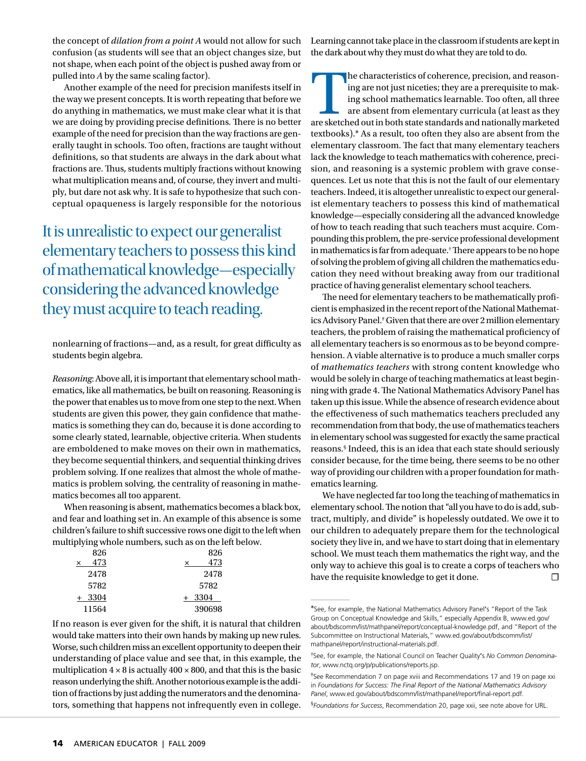the concept of *dilation from a point A* would not allow for such confusion (as students will see that an object changes size, but not shape, when each point of the object is pushed away from or pulled into *A* by the same scaling factor).

Another example of the need for precision manifests itself in the way we present concepts. It is worth repeating that before we do anything in mathematics, we must make clear what it is that we are doing by providing precise definitions. There is no better example of the need for precision than the way fractions are generally taught in schools. Too often, fractions are taught without definitions, so that students are always in the dark about what fractions are. Thus, students multiply fractions without knowing what multiplication means and, of course, they invert and multiply, but dare not ask why. It is safe to hypothesize that such conceptual opaqueness is largely responsible for the notorious nonlearning of fractions—and, as a result, for great difficulty as students begin algebra.

> It is unrealistic to expect our generalist elementary teachers to possess this kind of mathematical knowledge—especially considering the advanced knowledge they must acquire to teach reading.

*Reasoning*: Above all, it is important that elementary school mathematics, like all mathematics, be built on reasoning. Reasoning is the power that enables us to move from one step to the next. When students are given this power, they gain confidence that mathematics is something they can do, because it is done according to some clearly stated, learnable, objective criteria. When students are emboldened to make moves on their own in mathematics, they become sequential thinkers, and sequential thinking drives problem solving. If one realizes that almost the whole of mathematics is problem solving, the centrality of reasoning in mathematics becomes all too apparent.

When reasoning is absent, mathematics becomes a black box, and fear and loathing set in. An example of this absence is some children's failure to shift successive rows one digit to the left when multiplying whole numbers, such as on the left below.

```
     826              826
  ×  473           ×  473
    2478             2478
    5782             5782
  + 3304           + 3304
   11564           390698
```

If no reason is ever given for the shift, it is natural that children would take matters into their own hands by making up new rules. Worse, such children miss an excellent opportunity to deepen their understanding of place value and see that, in this example, the multiplication $4 \times 8$ is actually $400 \times 800$, and that this is the basic reason underlying the shift. Another notorious example is the addition of fractions by just adding the numerators and the denominators, something that happens not infrequently even in college. Learning cannot take place in the classroom if students are kept in the dark about why they must do what they are told to do.

The characteristics of coherence, precision, and reasoning are not just niceties; they are a prerequisite to making school mathematics learnable. Too often, all three are absent from elementary curricula (at least as they are sketched out in both state standards and nationally marketed textbooks).* As a result, too often they also are absent from the elementary classroom. The fact that many elementary teachers lack the knowledge to teach mathematics with coherence, precision, and reasoning is a systemic problem with grave consequences. Let us note that this is not the fault of our elementary teachers. Indeed, it is altogether unrealistic to expect our generalist elementary teachers to possess this kind of mathematical knowledge—especially considering all the advanced knowledge of how to teach reading that such teachers must acquire. Compounding this problem, the pre-service professional development in mathematics is far from adequate.† There appears to be no hope of solving the problem of giving all children the mathematics education they need without breaking away from our traditional practice of having generalist elementary school teachers.

The need for elementary teachers to be mathematically proficient is emphasized in the recent report of the National Mathematics Advisory Panel.‡ Given that there are over 2 million elementary teachers, the problem of raising the mathematical proficiency of all elementary teachers is so enormous as to be beyond comprehension. A viable alternative is to produce a much smaller corps of *mathematics teachers* with strong content knowledge who would be solely in charge of teaching mathematics at least beginning with grade 4. The National Mathematics Advisory Panel has taken up this issue. While the absence of research evidence about the effectiveness of such mathematics teachers precluded any recommendation from that body, the use of mathematics teachers in elementary school was suggested for exactly the same practical reasons.§ Indeed, this is an idea that each state should seriously consider because, for the time being, there seems to be no other way of providing our children with a proper foundation for mathematics learning.

We have neglected far too long the teaching of mathematics in elementary school. The notion that "all you have to do is add, subtract, multiply, and divide" is hopelessly outdated. We owe it to our children to adequately prepare them for the technological society they live in, and we have to start doing that in elementary school. We must teach them mathematics the right way, and the only way to achieve this goal is to create a corps of teachers who have the requisite knowledge to get it done. ☐

---

*See, for example, the National Mathematics Advisory Panel's "Report of the Task Group on Conceptual Knowledge and Skills," especially Appendix B, www.ed.gov/about/bdscomm/list/mathpanel/report/conceptual-knowledge.pdf, and "Report of the Subcommittee on Instructional Materials," www.ed.gov/about/bdscomm/list/mathpanel/report/instructional-materials.pdf.

†See, for example, the National Council on Teacher Quality's *No Common Denominator*, www.nctq.org/p/publications/reports.jsp.

‡See Recommendation 7 on page xviii and Recommendations 17 and 19 on page xxi in *Foundations for Success: The Final Report of the National Mathematics Advisory Panel*, www.ed.gov/about/bdscomm/list/mathpanel/report/final-report.pdf.

§*Foundations for Success*, Recommendation 20, page xxii, see note above for URL.